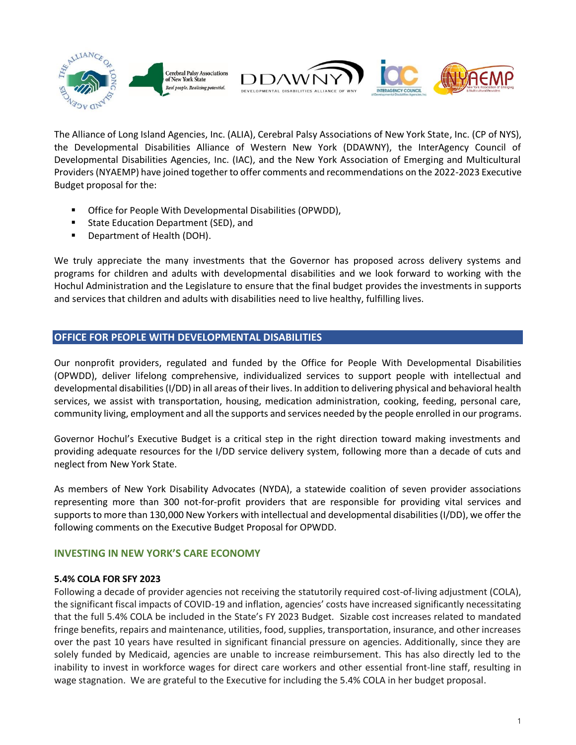The Alliance of Long Island Agencies, Inc. (ALIA), Cerebral Palsy Associations of New York State, Inc. (CP of NYS), the Developmental Disabilities Alliance of Western New York (DDAWNY), the InterAgency Council of Developmental Disabilities Agencies, Inc. (IAC), and the New York Association of Emerging and Multicultural Providers (NYAEMP) have joined together to offer comments and recommendations on the 2022-2023 Executive Budget proposal for the:

- Office for People With Developmental Disabilities (OPWDD),
- State Education Department (SED), and
- Department of Health (DOH).

We truly appreciate the many investments that the Governor has proposed across delivery systems and programs for children and adults with developmental disabilities and we look forward to working with the Hochul Administration and the Legislature to ensure that the final budget provides the investments in supports and services that children and adults with disabilities need to live healthy, fulfilling lives.

## OFFICE FOR PEOPLE WITH DEVELOPMENTAL DISABILITIES

Our nonprofit providers, regulated and funded by the Office for People With Developmental Disabilities (OPWDD), deliver lifelong comprehensive, individualized services to support people with intellectual and developmental disabilities (I/DD) in all areas of their lives. In addition to delivering physical and behavioral health services, we assist with transportation, housing, medication administration, cooking, feeding, personal care, community living, employment and all the supports and services needed by the people enrolled in our programs.

Governor Hochul's Executive Budget is a critical step in the right direction toward making investments and providing adequate resources for the I/DD service delivery system, following more than a decade of cuts and neglect from New York State.

As members of New York Disability Advocates (NYDA), a statewide coalition of seven provider associations representing more than 300 not-for-profit providers that are responsible for providing vital services and supports to more than 130,000 New Yorkers with intellectual and developmental disabilities (I/DD), we offer the following comments on the Executive Budget Proposal for OPWDD.

### INVESTING IN NEW YORK'S CARE ECONOMY

#### 5.4% COLA FOR SFY 2023

Following a decade of provider agencies not receiving the statutorily required cost-of-living adjustment (COLA), the significant fiscal impacts of COVID-19 and inflation, agencies' costs have increased significantly necessitating that the full 5.4% COLA be included in the State's FY 2023 Budget. Sizable cost increases related to mandated fringe benefits, repairs and maintenance, utilities, food, supplies, transportation, insurance, and other increases over the past 10 years have resulted in significant financial pressure on agencies. Additionally, since they are solely funded by Medicaid, agencies are unable to increase reimbursement. This has also directly led to the inability to invest in workforce wages for direct care workers and other essential front-line staff, resulting in wage stagnation. We are grateful to the Executive for including the 5.4% COLA in her budget proposal.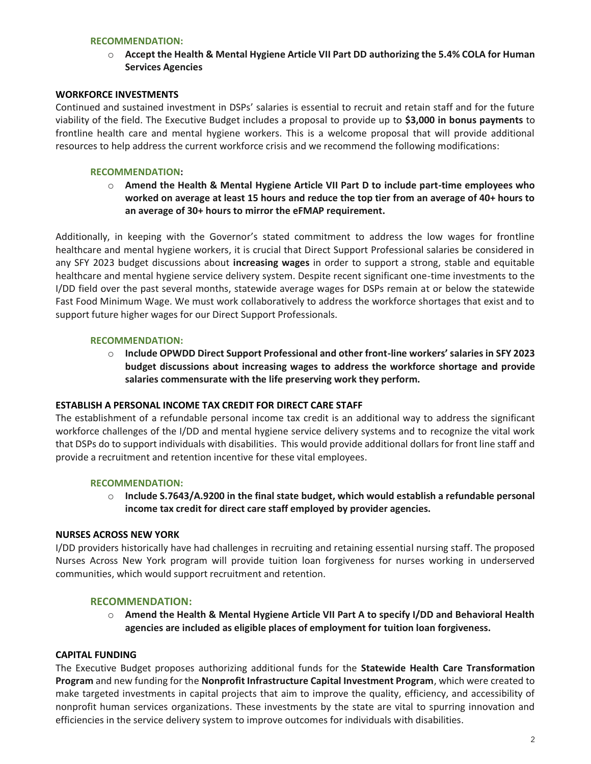**RECOMMENDATION:**

- **Accept the Health & Mental Hygiene Article VII Part DD authorizing the 5.4% COLA for Human Services Agencies**

**WORKFORCE INVESTMENTS**

Continued and sustained investment in DSPs' salaries is essential to recruit and retain staff and for the future viability of the field. The Executive Budget includes a proposal to provide up to **$3,000 in bonus payments** to frontline health care and mental hygiene workers. This is a welcome proposal that will provide additional resources to help address the current workforce crisis and we recommend the following modifications:

**RECOMMENDATION:**

- **Amend the Health & Mental Hygiene Article VII Part D to include part-time employees who worked on average at least 15 hours and reduce the top tier from an average of 40+ hours to an average of 30+ hours to mirror the eFMAP requirement.**

Additionally, in keeping with the Governor's stated commitment to address the low wages for frontline healthcare and mental hygiene workers, it is crucial that Direct Support Professional salaries be considered in any SFY 2023 budget discussions about **increasing wages** in order to support a strong, stable and equitable healthcare and mental hygiene service delivery system. Despite recent significant one-time investments to the I/DD field over the past several months, statewide average wages for DSPs remain at or below the statewide Fast Food Minimum Wage. We must work collaboratively to address the workforce shortages that exist and to support future higher wages for our Direct Support Professionals.

**RECOMMENDATION:**

- **Include OPWDD Direct Support Professional and other front-line workers' salaries in SFY 2023 budget discussions about increasing wages to address the workforce shortage and provide salaries commensurate with the life preserving work they perform.**

**ESTABLISH A PERSONAL INCOME TAX CREDIT FOR DIRECT CARE STAFF**

The establishment of a refundable personal income tax credit is an additional way to address the significant workforce challenges of the I/DD and mental hygiene service delivery systems and to recognize the vital work that DSPs do to support individuals with disabilities. This would provide additional dollars for front line staff and provide a recruitment and retention incentive for these vital employees.

**RECOMMENDATION:**

- **Include S.7643/A.9200 in the final state budget, which would establish a refundable personal income tax credit for direct care staff employed by provider agencies.**

**NURSES ACROSS NEW YORK**

I/DD providers historically have had challenges in recruiting and retaining essential nursing staff. The proposed Nurses Across New York program will provide tuition loan forgiveness for nurses working in underserved communities, which would support recruitment and retention.

**RECOMMENDATION:**

- **Amend the Health & Mental Hygiene Article VII Part A to specify I/DD and Behavioral Health agencies are included as eligible places of employment for tuition loan forgiveness.**

**CAPITAL FUNDING**

The Executive Budget proposes authorizing additional funds for the **Statewide Health Care Transformation Program** and new funding for the **Nonprofit Infrastructure Capital Investment Program**, which were created to make targeted investments in capital projects that aim to improve the quality, efficiency, and accessibility of nonprofit human services organizations. These investments by the state are vital to spurring innovation and efficiencies in the service delivery system to improve outcomes for individuals with disabilities.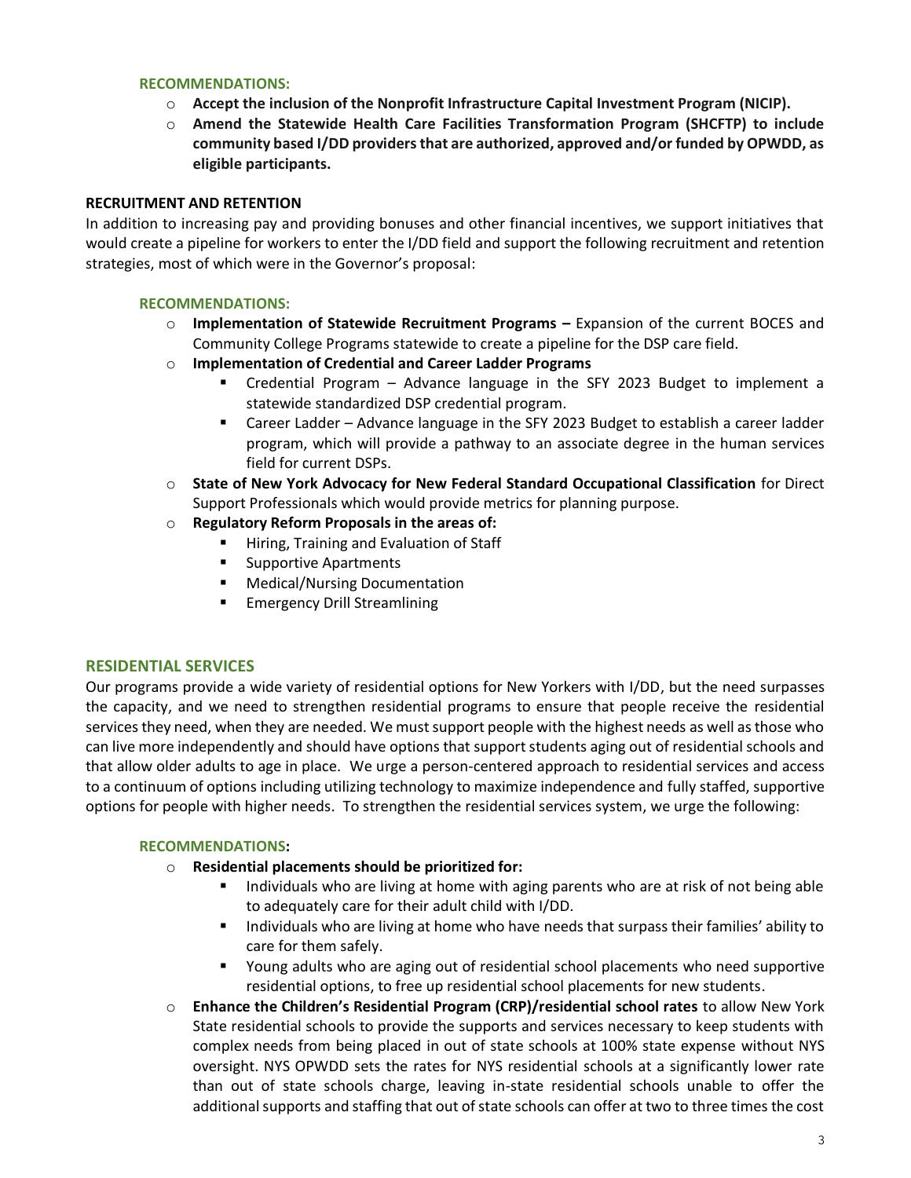#### RECOMMENDATIONS:

- **Accept the inclusion of the Nonprofit Infrastructure Capital Investment Program (NICIP).**
- **Amend the Statewide Health Care Facilities Transformation Program (SHCFTP) to include community based I/DD providers that are authorized, approved and/or funded by OPWDD, as eligible participants.**

**RECRUITMENT AND RETENTION**

In addition to increasing pay and providing bonuses and other financial incentives, we support initiatives that would create a pipeline for workers to enter the I/DD field and support the following recruitment and retention strategies, most of which were in the Governor's proposal:

#### RECOMMENDATIONS:

- **Implementation of Statewide Recruitment Programs –** Expansion of the current BOCES and Community College Programs statewide to create a pipeline for the DSP care field.
- **Implementation of Credential and Career Ladder Programs**
  - Credential Program – Advance language in the SFY 2023 Budget to implement a statewide standardized DSP credential program.
  - Career Ladder – Advance language in the SFY 2023 Budget to establish a career ladder program, which will provide a pathway to an associate degree in the human services field for current DSPs.
- **State of New York Advocacy for New Federal Standard Occupational Classification** for Direct Support Professionals which would provide metrics for planning purpose.
- **Regulatory Reform Proposals in the areas of:**
  - Hiring, Training and Evaluation of Staff
  - Supportive Apartments
  - Medical/Nursing Documentation
  - Emergency Drill Streamlining

## RESIDENTIAL SERVICES

Our programs provide a wide variety of residential options for New Yorkers with I/DD, but the need surpasses the capacity, and we need to strengthen residential programs to ensure that people receive the residential services they need, when they are needed. We must support people with the highest needs as well as those who can live more independently and should have options that support students aging out of residential schools and that allow older adults to age in place. We urge a person-centered approach to residential services and access to a continuum of options including utilizing technology to maximize independence and fully staffed, supportive options for people with higher needs. To strengthen the residential services system, we urge the following:

#### RECOMMENDATIONS:

- **Residential placements should be prioritized for:**
  - Individuals who are living at home with aging parents who are at risk of not being able to adequately care for their adult child with I/DD.
  - Individuals who are living at home who have needs that surpass their families' ability to care for them safely.
  - Young adults who are aging out of residential school placements who need supportive residential options, to free up residential school placements for new students.
- **Enhance the Children's Residential Program (CRP)/residential school rates** to allow New York State residential schools to provide the supports and services necessary to keep students with complex needs from being placed in out of state schools at 100% state expense without NYS oversight. NYS OPWDD sets the rates for NYS residential schools at a significantly lower rate than out of state schools charge, leaving in-state residential schools unable to offer the additional supports and staffing that out of state schools can offer at two to three times the cost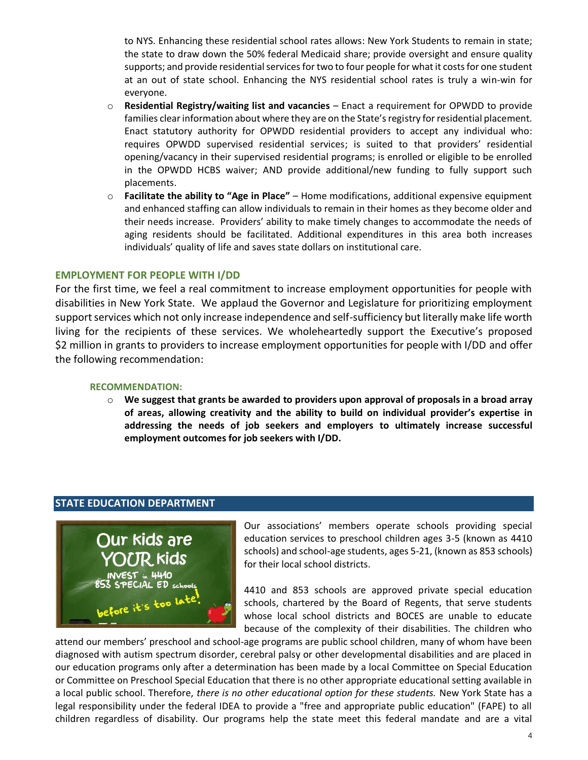to NYS. Enhancing these residential school rates allows: New York Students to remain in state; the state to draw down the 50% federal Medicaid share; provide oversight and ensure quality supports; and provide residential services for two to four people for what it costs for one student at an out of state school. Enhancing the NYS residential school rates is truly a win-win for everyone.

- **Residential Registry/waiting list and vacancies** – Enact a requirement for OPWDD to provide families clear information about where they are on the State's registry for residential placement. Enact statutory authority for OPWDD residential providers to accept any individual who: requires OPWDD supervised residential services; is suited to that providers' residential opening/vacancy in their supervised residential programs; is enrolled or eligible to be enrolled in the OPWDD HCBS waiver; AND provide additional/new funding to fully support such placements.
- **Facilitate the ability to "Age in Place"** – Home modifications, additional expensive equipment and enhanced staffing can allow individuals to remain in their homes as they become older and their needs increase. Providers' ability to make timely changes to accommodate the needs of aging residents should be facilitated. Additional expenditures in this area both increases individuals' quality of life and saves state dollars on institutional care.

## EMPLOYMENT FOR PEOPLE WITH I/DD

For the first time, we feel a real commitment to increase employment opportunities for people with disabilities in New York State. We applaud the Governor and Legislature for prioritizing employment support services which not only increase independence and self-sufficiency but literally make life worth living for the recipients of these services. We wholeheartedly support the Executive's proposed $2 million in grants to providers to increase employment opportunities for people with I/DD and offer the following recommendation:

### RECOMMENDATION:

- **We suggest that grants be awarded to providers upon approval of proposals in a broad array of areas, allowing creativity and the ability to build on individual provider's expertise in addressing the needs of job seekers and employers to ultimately increase successful employment outcomes for job seekers with I/DD.**

## STATE EDUCATION DEPARTMENT

Our kids are YOUR kids
INVEST in 4410 853 SPECIAL ED schools
before it's too late!

Our associations' members operate schools providing special education services to preschool children ages 3-5 (known as 4410 schools) and school-age students, ages 5-21, (known as 853 schools) for their local school districts.

4410 and 853 schools are approved private special education schools, chartered by the Board of Regents, that serve students whose local school districts and BOCES are unable to educate because of the complexity of their disabilities. The children who attend our members' preschool and school-age programs are public school children, many of whom have been diagnosed with autism spectrum disorder, cerebral palsy or other developmental disabilities and are placed in our education programs only after a determination has been made by a local Committee on Special Education or Committee on Preschool Special Education that there is no other appropriate educational setting available in a local public school. Therefore, *there is no other educational option for these students.* New York State has a legal responsibility under the federal IDEA to provide a "free and appropriate public education" (FAPE) to all children regardless of disability. Our programs help the state meet this federal mandate and are a vital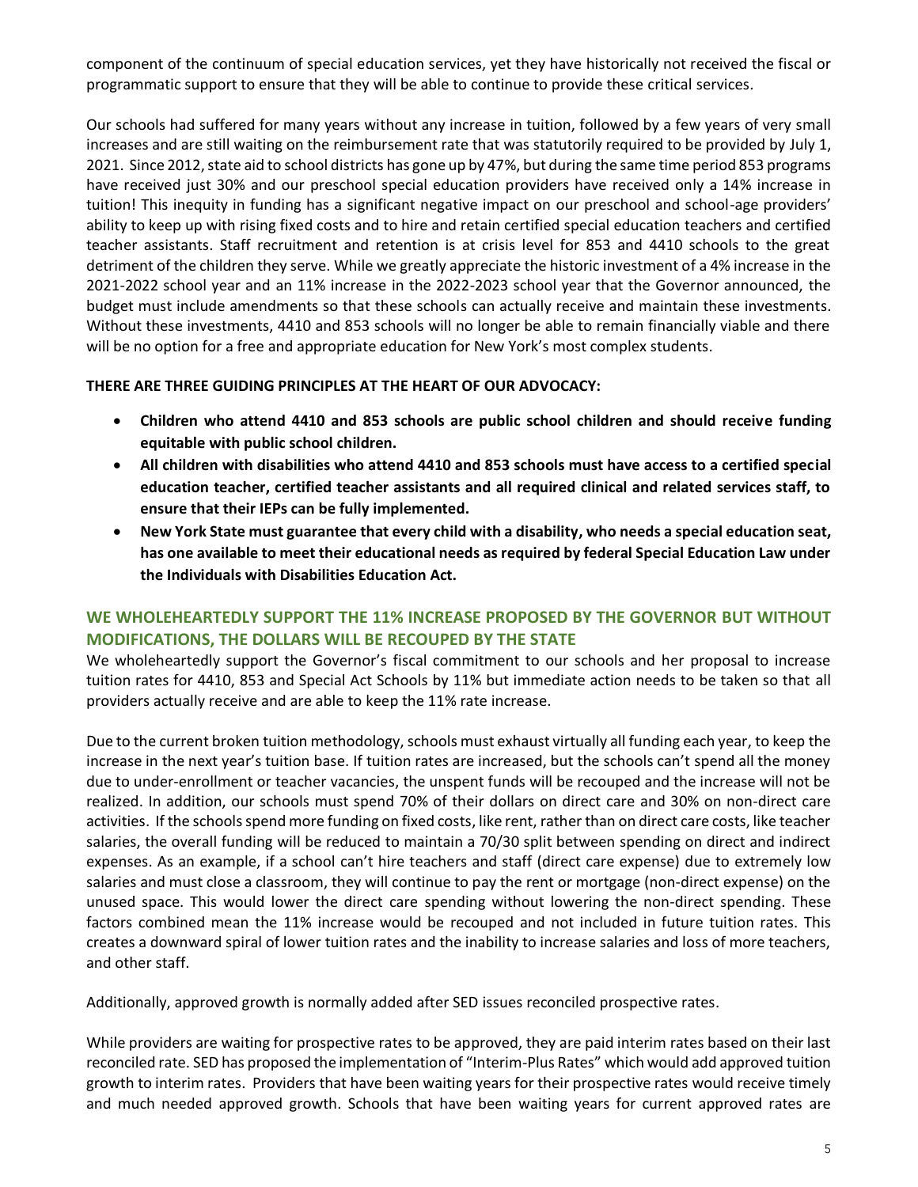component of the continuum of special education services, yet they have historically not received the fiscal or programmatic support to ensure that they will be able to continue to provide these critical services.

Our schools had suffered for many years without any increase in tuition, followed by a few years of very small increases and are still waiting on the reimbursement rate that was statutorily required to be provided by July 1, 2021. Since 2012, state aid to school districts has gone up by 47%, but during the same time period 853 programs have received just 30% and our preschool special education providers have received only a 14% increase in tuition! This inequity in funding has a significant negative impact on our preschool and school-age providers' ability to keep up with rising fixed costs and to hire and retain certified special education teachers and certified teacher assistants. Staff recruitment and retention is at crisis level for 853 and 4410 schools to the great detriment of the children they serve. While we greatly appreciate the historic investment of a 4% increase in the 2021-2022 school year and an 11% increase in the 2022-2023 school year that the Governor announced, the budget must include amendments so that these schools can actually receive and maintain these investments. Without these investments, 4410 and 853 schools will no longer be able to remain financially viable and there will be no option for a free and appropriate education for New York's most complex students.

**THERE ARE THREE GUIDING PRINCIPLES AT THE HEART OF OUR ADVOCACY:**

- **Children who attend 4410 and 853 schools are public school children and should receive funding equitable with public school children.**
- **All children with disabilities who attend 4410 and 853 schools must have access to a certified special education teacher, certified teacher assistants and all required clinical and related services staff, to ensure that their IEPs can be fully implemented.**
- **New York State must guarantee that every child with a disability, who needs a special education seat, has one available to meet their educational needs as required by federal Special Education Law under the Individuals with Disabilities Education Act.**

## WE WHOLEHEARTEDLY SUPPORT THE 11% INCREASE PROPOSED BY THE GOVERNOR BUT WITHOUT MODIFICATIONS, THE DOLLARS WILL BE RECOUPED BY THE STATE

We wholeheartedly support the Governor's fiscal commitment to our schools and her proposal to increase tuition rates for 4410, 853 and Special Act Schools by 11% but immediate action needs to be taken so that all providers actually receive and are able to keep the 11% rate increase.

Due to the current broken tuition methodology, schools must exhaust virtually all funding each year, to keep the increase in the next year's tuition base. If tuition rates are increased, but the schools can't spend all the money due to under-enrollment or teacher vacancies, the unspent funds will be recouped and the increase will not be realized. In addition, our schools must spend 70% of their dollars on direct care and 30% on non-direct care activities. If the schools spend more funding on fixed costs, like rent, rather than on direct care costs, like teacher salaries, the overall funding will be reduced to maintain a 70/30 split between spending on direct and indirect expenses. As an example, if a school can't hire teachers and staff (direct care expense) due to extremely low salaries and must close a classroom, they will continue to pay the rent or mortgage (non-direct expense) on the unused space. This would lower the direct care spending without lowering the non-direct spending. These factors combined mean the 11% increase would be recouped and not included in future tuition rates. This creates a downward spiral of lower tuition rates and the inability to increase salaries and loss of more teachers, and other staff.

Additionally, approved growth is normally added after SED issues reconciled prospective rates.

While providers are waiting for prospective rates to be approved, they are paid interim rates based on their last reconciled rate. SED has proposed the implementation of "Interim-Plus Rates" which would add approved tuition growth to interim rates. Providers that have been waiting years for their prospective rates would receive timely and much needed approved growth. Schools that have been waiting years for current approved rates are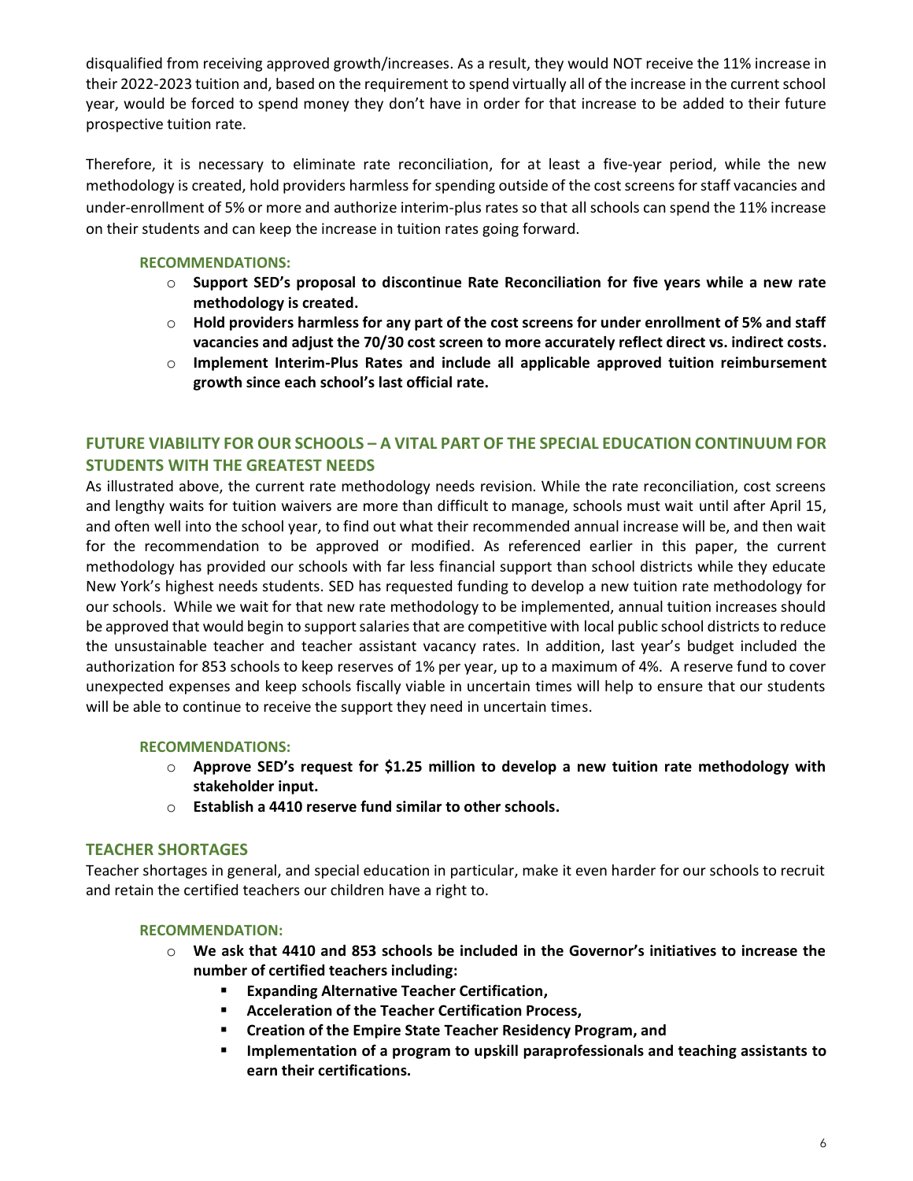disqualified from receiving approved growth/increases. As a result, they would NOT receive the 11% increase in their 2022-2023 tuition and, based on the requirement to spend virtually all of the increase in the current school year, would be forced to spend money they don't have in order for that increase to be added to their future prospective tuition rate.

Therefore, it is necessary to eliminate rate reconciliation, for at least a five-year period, while the new methodology is created, hold providers harmless for spending outside of the cost screens for staff vacancies and under-enrollment of 5% or more and authorize interim-plus rates so that all schools can spend the 11% increase on their students and can keep the increase in tuition rates going forward.

**RECOMMENDATIONS:**

- **Support SED's proposal to discontinue Rate Reconciliation for five years while a new rate methodology is created.**
- **Hold providers harmless for any part of the cost screens for under enrollment of 5% and staff vacancies and adjust the 70/30 cost screen to more accurately reflect direct vs. indirect costs.**
- **Implement Interim-Plus Rates and include all applicable approved tuition reimbursement growth since each school's last official rate.**

## FUTURE VIABILITY FOR OUR SCHOOLS – A VITAL PART OF THE SPECIAL EDUCATION CONTINUUM FOR STUDENTS WITH THE GREATEST NEEDS

As illustrated above, the current rate methodology needs revision. While the rate reconciliation, cost screens and lengthy waits for tuition waivers are more than difficult to manage, schools must wait until after April 15, and often well into the school year, to find out what their recommended annual increase will be, and then wait for the recommendation to be approved or modified. As referenced earlier in this paper, the current methodology has provided our schools with far less financial support than school districts while they educate New York's highest needs students. SED has requested funding to develop a new tuition rate methodology for our schools. While we wait for that new rate methodology to be implemented, annual tuition increases should be approved that would begin to support salaries that are competitive with local public school districts to reduce the unsustainable teacher and teacher assistant vacancy rates. In addition, last year's budget included the authorization for 853 schools to keep reserves of 1% per year, up to a maximum of 4%. A reserve fund to cover unexpected expenses and keep schools fiscally viable in uncertain times will help to ensure that our students will be able to continue to receive the support they need in uncertain times.

**RECOMMENDATIONS:**

- **Approve SED's request for $1.25 million to develop a new tuition rate methodology with stakeholder input.**
- **Establish a 4410 reserve fund similar to other schools.**

## TEACHER SHORTAGES

Teacher shortages in general, and special education in particular, make it even harder for our schools to recruit and retain the certified teachers our children have a right to.

**RECOMMENDATION:**

- **We ask that 4410 and 853 schools be included in the Governor's initiatives to increase the number of certified teachers including:**
  - **Expanding Alternative Teacher Certification,**
  - **Acceleration of the Teacher Certification Process,**
  - **Creation of the Empire State Teacher Residency Program, and**
  - **Implementation of a program to upskill paraprofessionals and teaching assistants to earn their certifications.**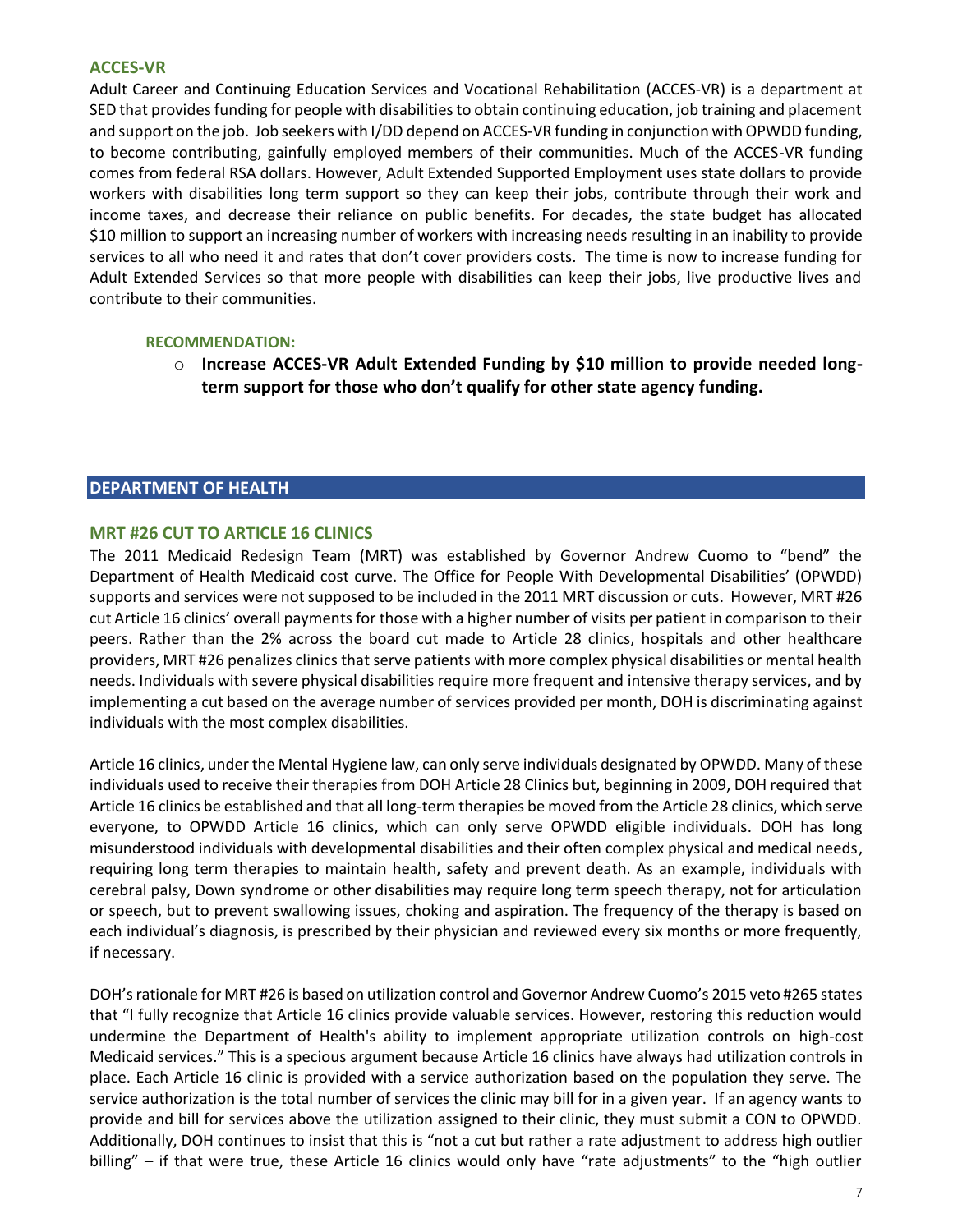### ACCES-VR

Adult Career and Continuing Education Services and Vocational Rehabilitation (ACCES-VR) is a department at SED that provides funding for people with disabilities to obtain continuing education, job training and placement and support on the job. Job seekers with I/DD depend on ACCES-VR funding in conjunction with OPWDD funding, to become contributing, gainfully employed members of their communities. Much of the ACCES-VR funding comes from federal RSA dollars. However, Adult Extended Supported Employment uses state dollars to provide workers with disabilities long term support so they can keep their jobs, contribute through their work and income taxes, and decrease their reliance on public benefits. For decades, the state budget has allocated $10 million to support an increasing number of workers with increasing needs resulting in an inability to provide services to all who need it and rates that don't cover providers costs. The time is now to increase funding for Adult Extended Services so that more people with disabilities can keep their jobs, live productive lives and contribute to their communities.

**RECOMMENDATION:**

- **Increase ACCES-VR Adult Extended Funding by $10 million to provide needed long-term support for those who don't qualify for other state agency funding.**

## DEPARTMENT OF HEALTH

### MRT #26 CUT TO ARTICLE 16 CLINICS

The 2011 Medicaid Redesign Team (MRT) was established by Governor Andrew Cuomo to "bend" the Department of Health Medicaid cost curve. The Office for People With Developmental Disabilities' (OPWDD) supports and services were not supposed to be included in the 2011 MRT discussion or cuts. However, MRT #26 cut Article 16 clinics' overall payments for those with a higher number of visits per patient in comparison to their peers. Rather than the 2% across the board cut made to Article 28 clinics, hospitals and other healthcare providers, MRT #26 penalizes clinics that serve patients with more complex physical disabilities or mental health needs. Individuals with severe physical disabilities require more frequent and intensive therapy services, and by implementing a cut based on the average number of services provided per month, DOH is discriminating against individuals with the most complex disabilities.

Article 16 clinics, under the Mental Hygiene law, can only serve individuals designated by OPWDD. Many of these individuals used to receive their therapies from DOH Article 28 Clinics but, beginning in 2009, DOH required that Article 16 clinics be established and that all long-term therapies be moved from the Article 28 clinics, which serve everyone, to OPWDD Article 16 clinics, which can only serve OPWDD eligible individuals. DOH has long misunderstood individuals with developmental disabilities and their often complex physical and medical needs, requiring long term therapies to maintain health, safety and prevent death. As an example, individuals with cerebral palsy, Down syndrome or other disabilities may require long term speech therapy, not for articulation or speech, but to prevent swallowing issues, choking and aspiration. The frequency of the therapy is based on each individual's diagnosis, is prescribed by their physician and reviewed every six months or more frequently, if necessary.

DOH's rationale for MRT #26 is based on utilization control and Governor Andrew Cuomo's 2015 veto #265 states that "I fully recognize that Article 16 clinics provide valuable services. However, restoring this reduction would undermine the Department of Health's ability to implement appropriate utilization controls on high-cost Medicaid services." This is a specious argument because Article 16 clinics have always had utilization controls in place. Each Article 16 clinic is provided with a service authorization based on the population they serve. The service authorization is the total number of services the clinic may bill for in a given year. If an agency wants to provide and bill for services above the utilization assigned to their clinic, they must submit a CON to OPWDD. Additionally, DOH continues to insist that this is "not a cut but rather a rate adjustment to address high outlier billing" – if that were true, these Article 16 clinics would only have "rate adjustments" to the "high outlier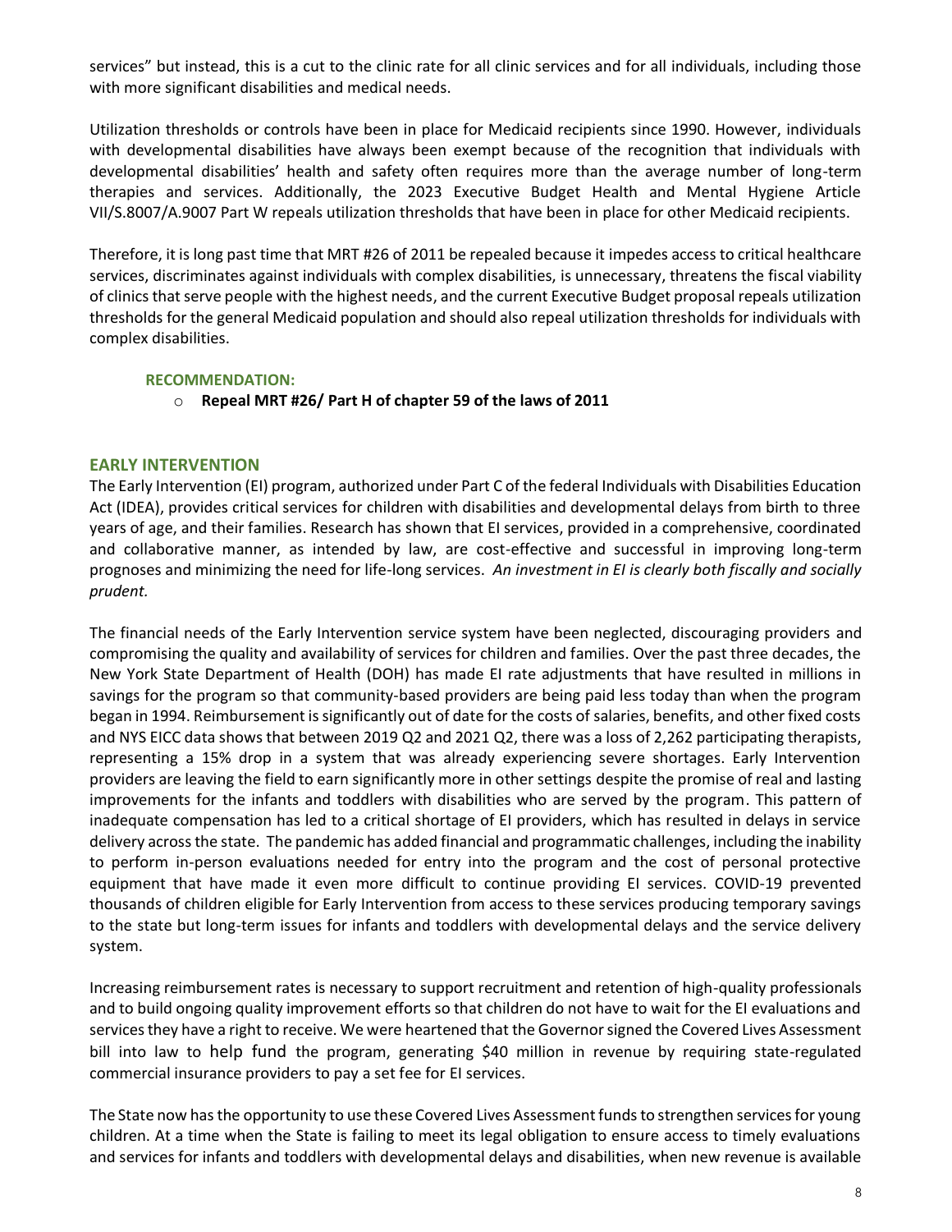services" but instead, this is a cut to the clinic rate for all clinic services and for all individuals, including those with more significant disabilities and medical needs.

Utilization thresholds or controls have been in place for Medicaid recipients since 1990. However, individuals with developmental disabilities have always been exempt because of the recognition that individuals with developmental disabilities' health and safety often requires more than the average number of long-term therapies and services. Additionally, the 2023 Executive Budget Health and Mental Hygiene Article VII/S.8007/A.9007 Part W repeals utilization thresholds that have been in place for other Medicaid recipients.

Therefore, it is long past time that MRT #26 of 2011 be repealed because it impedes access to critical healthcare services, discriminates against individuals with complex disabilities, is unnecessary, threatens the fiscal viability of clinics that serve people with the highest needs, and the current Executive Budget proposal repeals utilization thresholds for the general Medicaid population and should also repeal utilization thresholds for individuals with complex disabilities.

**RECOMMENDATION:**

- **Repeal MRT #26/ Part H of chapter 59 of the laws of 2011**

## EARLY INTERVENTION

The Early Intervention (EI) program, authorized under Part C of the federal Individuals with Disabilities Education Act (IDEA), provides critical services for children with disabilities and developmental delays from birth to three years of age, and their families. Research has shown that EI services, provided in a comprehensive, coordinated and collaborative manner, as intended by law, are cost-effective and successful in improving long-term prognoses and minimizing the need for life-long services. *An investment in EI is clearly both fiscally and socially prudent.*

The financial needs of the Early Intervention service system have been neglected, discouraging providers and compromising the quality and availability of services for children and families. Over the past three decades, the New York State Department of Health (DOH) has made EI rate adjustments that have resulted in millions in savings for the program so that community-based providers are being paid less today than when the program began in 1994. Reimbursement is significantly out of date for the costs of salaries, benefits, and other fixed costs and NYS EICC data shows that between 2019 Q2 and 2021 Q2, there was a loss of 2,262 participating therapists, representing a 15% drop in a system that was already experiencing severe shortages. Early Intervention providers are leaving the field to earn significantly more in other settings despite the promise of real and lasting improvements for the infants and toddlers with disabilities who are served by the program. This pattern of inadequate compensation has led to a critical shortage of EI providers, which has resulted in delays in service delivery across the state. The pandemic has added financial and programmatic challenges, including the inability to perform in-person evaluations needed for entry into the program and the cost of personal protective equipment that have made it even more difficult to continue providing EI services. COVID-19 prevented thousands of children eligible for Early Intervention from access to these services producing temporary savings to the state but long-term issues for infants and toddlers with developmental delays and the service delivery system.

Increasing reimbursement rates is necessary to support recruitment and retention of high-quality professionals and to build ongoing quality improvement efforts so that children do not have to wait for the EI evaluations and services they have a right to receive. We were heartened that the Governor signed the Covered Lives Assessment bill into law to help fund the program, generating $40 million in revenue by requiring state-regulated commercial insurance providers to pay a set fee for EI services.

The State now has the opportunity to use these Covered Lives Assessment funds to strengthen services for young children. At a time when the State is failing to meet its legal obligation to ensure access to timely evaluations and services for infants and toddlers with developmental delays and disabilities, when new revenue is available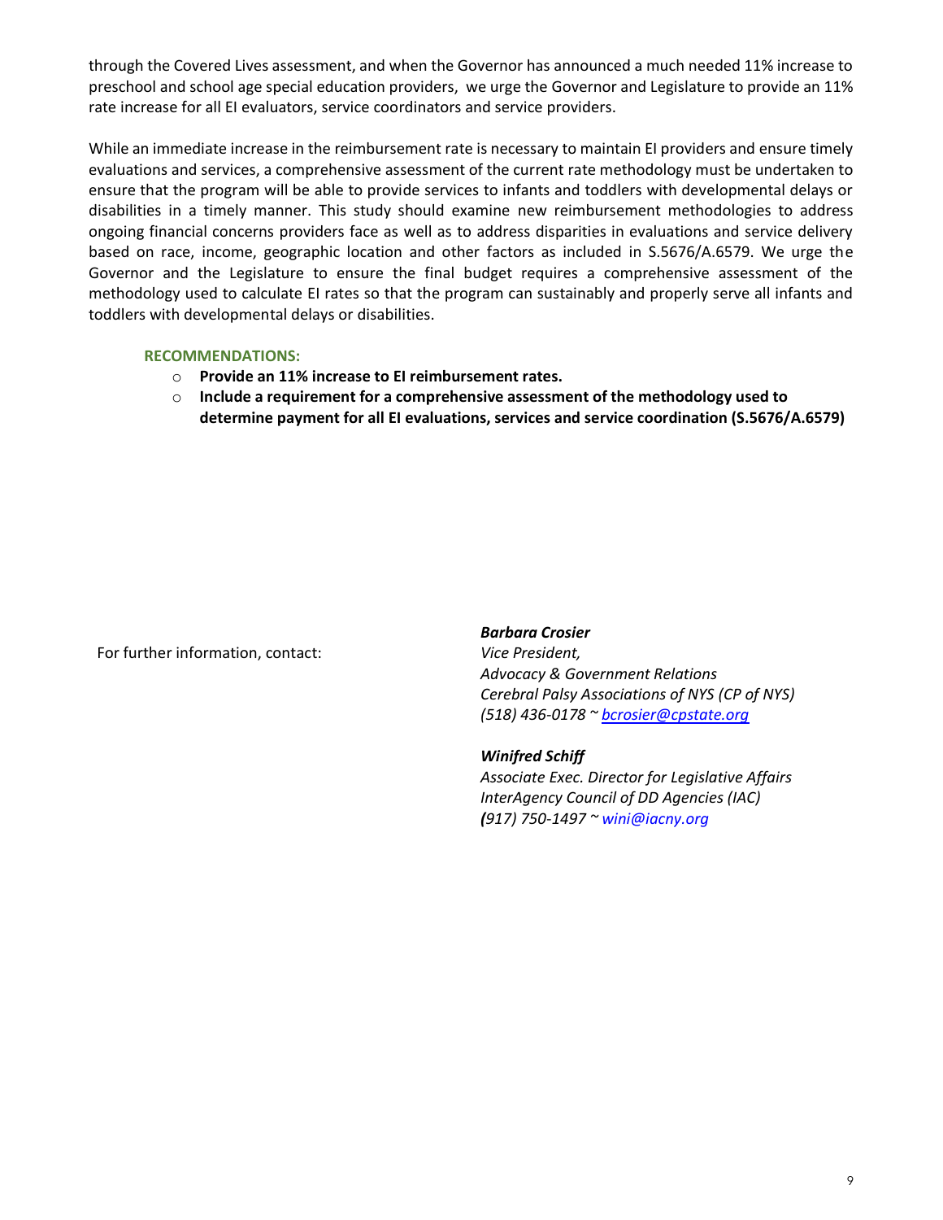through the Covered Lives assessment, and when the Governor has announced a much needed 11% increase to preschool and school age special education providers, we urge the Governor and Legislature to provide an 11% rate increase for all EI evaluators, service coordinators and service providers.

While an immediate increase in the reimbursement rate is necessary to maintain EI providers and ensure timely evaluations and services, a comprehensive assessment of the current rate methodology must be undertaken to ensure that the program will be able to provide services to infants and toddlers with developmental delays or disabilities in a timely manner. This study should examine new reimbursement methodologies to address ongoing financial concerns providers face as well as to address disparities in evaluations and service delivery based on race, income, geographic location and other factors as included in S.5676/A.6579. We urge the Governor and the Legislature to ensure the final budget requires a comprehensive assessment of the methodology used to calculate EI rates so that the program can sustainably and properly serve all infants and toddlers with developmental delays or disabilities.

**RECOMMENDATIONS:**

- **Provide an 11% increase to EI reimbursement rates.**
- **Include a requirement for a comprehensive assessment of the methodology used to determine payment for all EI evaluations, services and service coordination (S.5676/A.6579)**

For further information, contact:

***Barbara Crosier***
*Vice President,*
*Advocacy & Government Relations*
*Cerebral Palsy Associations of NYS (CP of NYS)*
*(518) 436-0178 ~ bcrosier@cpstate.org*

***Winifred Schiff***
*Associate Exec. Director for Legislative Affairs*
*InterAgency Council of DD Agencies (IAC)*
*(917) 750-1497 ~ wini@iacny.org*